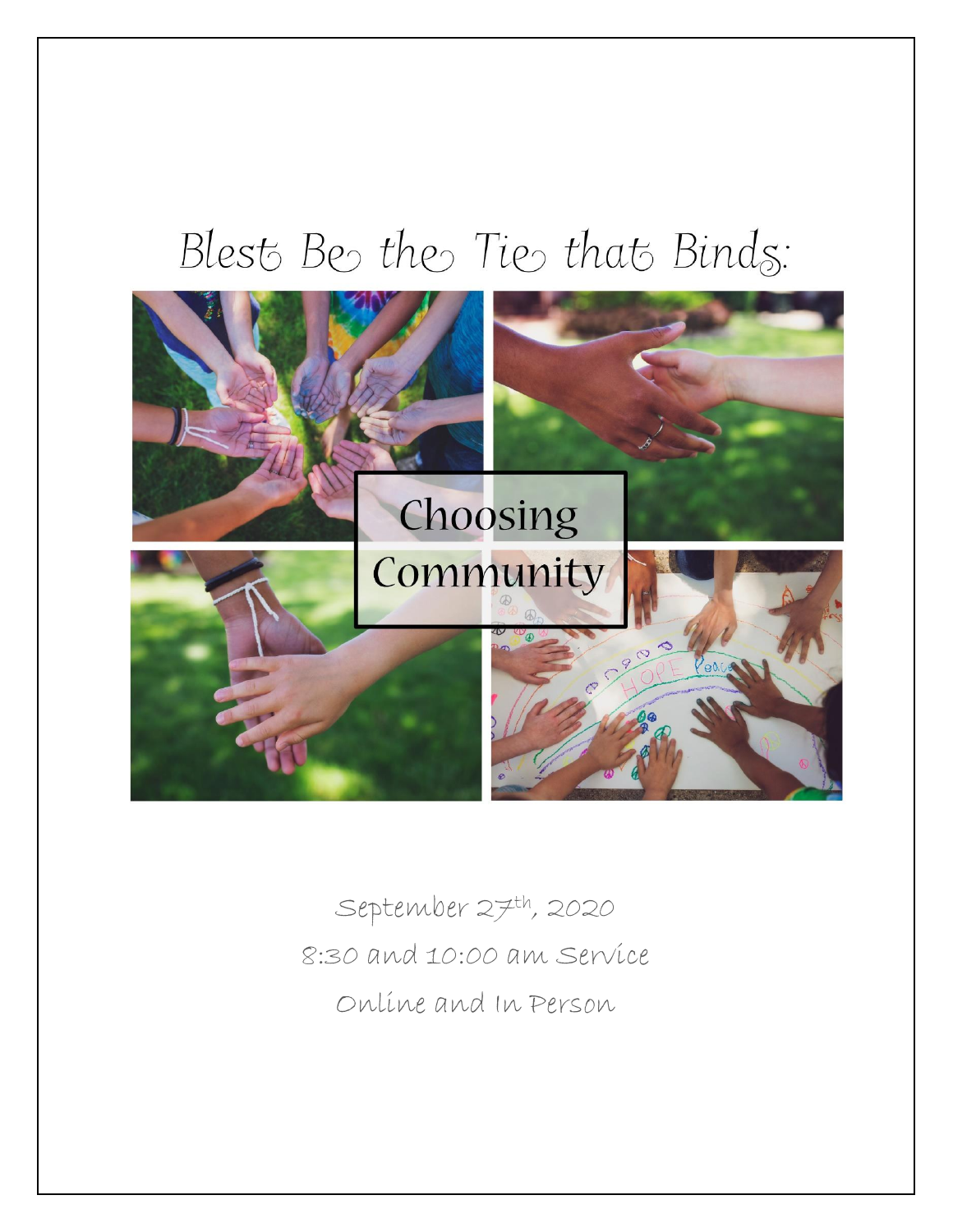# Blest Be the Tie that Binds:

## Choosing Community

September 27th, 2020

8:30 and 10:00 am Service

Online and In Person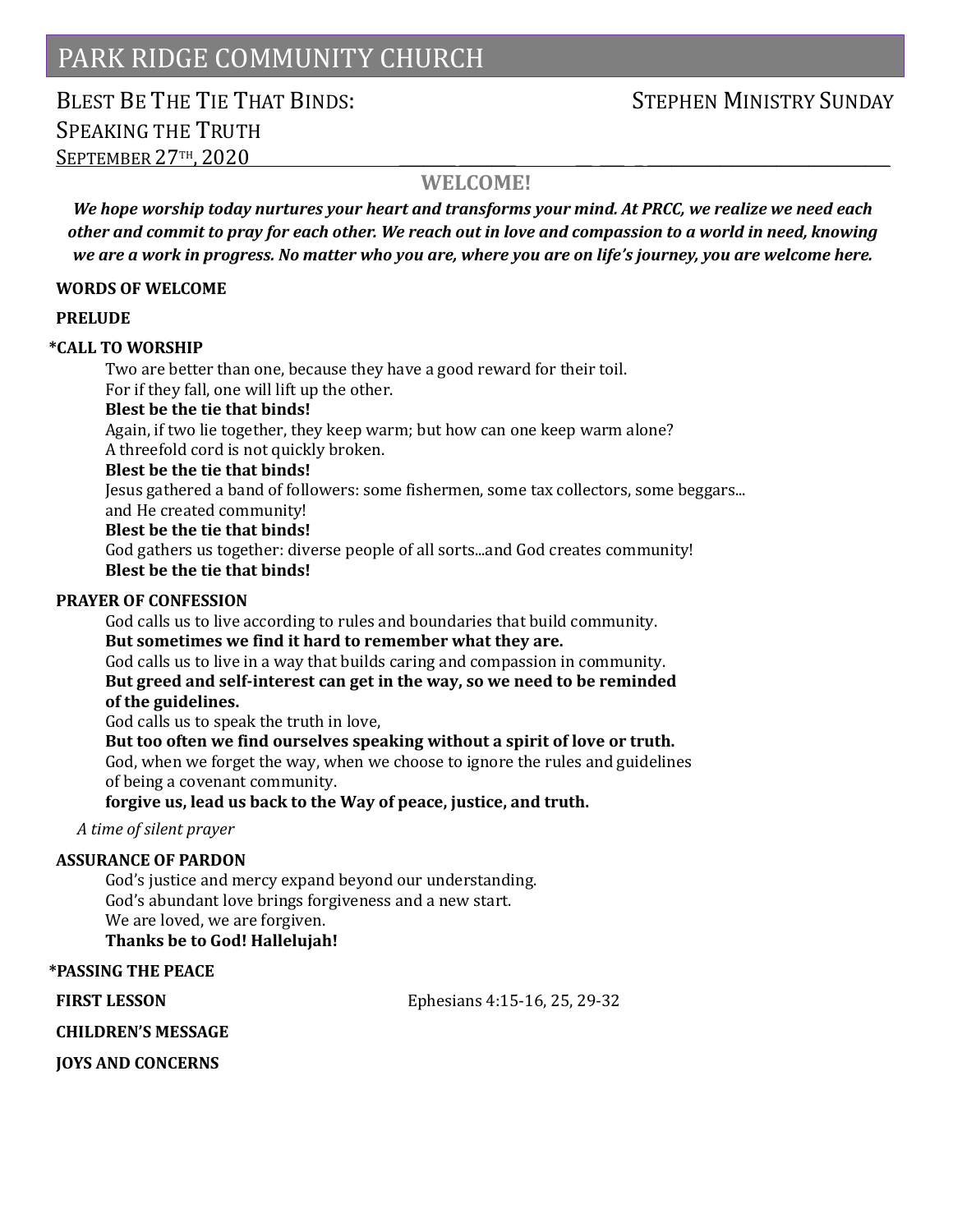# PARK RIDGE COMMUNITY CHURCH

## BLEST BE THE TIE THAT BINDS: SPEAKING THE TRUTH

## STEPHEN MINISTRY SUNDAY

SEPTEMBER 27TH, 2020

### WELCOME!

***We hope worship today nurtures your heart and transforms your mind. At PRCC, we realize we need each other and commit to pray for each other. We reach out in love and compassion to a world in need, knowing we are a work in progress. No matter who you are, where you are on life's journey, you are welcome here.***

**WORDS OF WELCOME**

**PRELUDE**

**\*CALL TO WORSHIP**

Two are better than one, because they have a good reward for their toil.
For if they fall, one will lift up the other.
**Blest be the tie that binds!**
Again, if two lie together, they keep warm; but how can one keep warm alone?
A threefold cord is not quickly broken.
**Blest be the tie that binds!**
Jesus gathered a band of followers: some fishermen, some tax collectors, some beggars...
and He created community!
**Blest be the tie that binds!**
God gathers us together: diverse people of all sorts...and God creates community!
**Blest be the tie that binds!**

**PRAYER OF CONFESSION**

God calls us to live according to rules and boundaries that build community.
**But sometimes we find it hard to remember what they are.**
God calls us to live in a way that builds caring and compassion in community.
**But greed and self-interest can get in the way, so we need to be reminded of the guidelines.**
God calls us to speak the truth in love,
**But too often we find ourselves speaking without a spirit of love or truth.**
God, when we forget the way, when we choose to ignore the rules and guidelines of being a covenant community.
**forgive us, lead us back to the Way of peace, justice, and truth.**

*A time of silent prayer*

**ASSURANCE OF PARDON**

God's justice and mercy expand beyond our understanding.
God's abundant love brings forgiveness and a new start.
We are loved, we are forgiven.
**Thanks be to God! Hallelujah!**

**\*PASSING THE PEACE**

**FIRST LESSON** Ephesians 4:15-16, 25, 29-32

**CHILDREN'S MESSAGE**

**JOYS AND CONCERNS**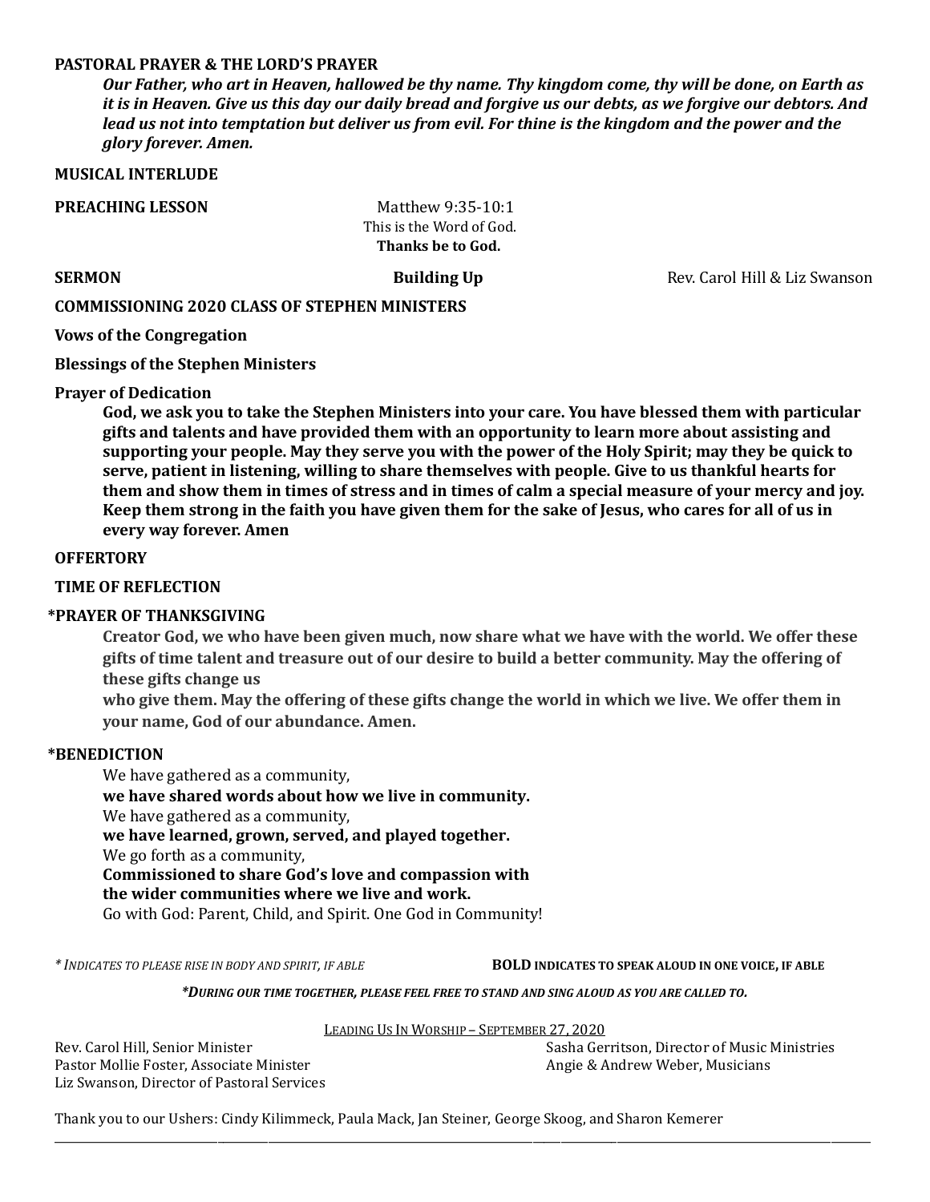**PASTORAL PRAYER & THE LORD'S PRAYER**

***Our Father, who art in Heaven, hallowed be thy name. Thy kingdom come, thy will be done, on Earth as it is in Heaven. Give us this day our daily bread and forgive us our debts, as we forgive our debtors. And lead us not into temptation but deliver us from evil. For thine is the kingdom and the power and the glory forever. Amen.***

**MUSICAL INTERLUDE**

**PREACHING LESSON** Matthew 9:35-10:1

This is the Word of God.

**Thanks be to God.**

**SERMON** **Building Up** Rev. Carol Hill & Liz Swanson

**COMMISSIONING 2020 CLASS OF STEPHEN MINISTERS**

**Vows of the Congregation**

**Blessings of the Stephen Ministers**

**Prayer of Dedication**

**God, we ask you to take the Stephen Ministers into your care. You have blessed them with particular gifts and talents and have provided them with an opportunity to learn more about assisting and supporting your people. May they serve you with the power of the Holy Spirit; may they be quick to serve, patient in listening, willing to share themselves with people. Give to us thankful hearts for them and show them in times of stress and in times of calm a special measure of your mercy and joy. Keep them strong in the faith you have given them for the sake of Jesus, who cares for all of us in every way forever. Amen**

**OFFERTORY**

**TIME OF REFLECTION**

**\*PRAYER OF THANKSGIVING**

**Creator God, we who have been given much, now share what we have with the world. We offer these gifts of time talent and treasure out of our desire to build a better community. May the offering of these gifts change us**
**who give them. May the offering of these gifts change the world in which we live. We offer them in your name, God of our abundance. Amen.**

**\*BENEDICTION**

We have gathered as a community,
**we have shared words about how we live in community.**
We have gathered as a community,
**we have learned, grown, served, and played together.**
We go forth as a community,
**Commissioned to share God's love and compassion with the wider communities where we live and work.**
Go with God: Parent, Child, and Spirit. One God in Community!

*\* Indicates to please rise in body and spirit, if able* **BOLD indicates to speak aloud in one voice, if able**

***\*During our time together, please feel free to stand and sing aloud as you are called to.***

Leading Us In Worship – September 27, 2020

Rev. Carol Hill, Senior Minister
Pastor Mollie Foster, Associate Minister
Liz Swanson, Director of Pastoral Services
Sasha Gerritson, Director of Music Ministries
Angie & Andrew Weber, Musicians

Thank you to our Ushers: Cindy Kilimmeck, Paula Mack, Jan Steiner, George Skoog, and Sharon Kemerer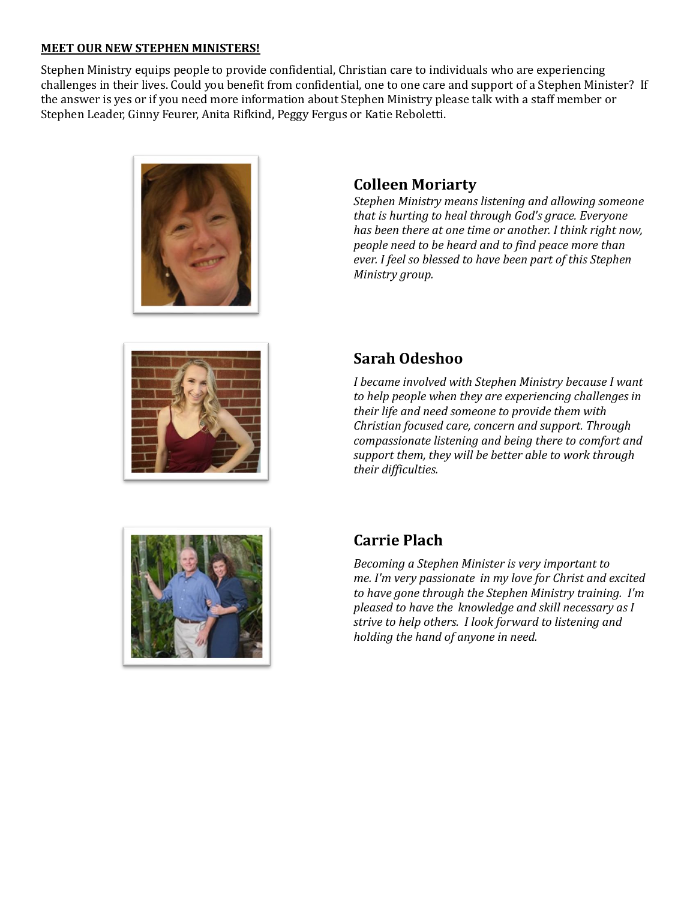**MEET OUR NEW STEPHEN MINISTERS!**

Stephen Ministry equips people to provide confidential, Christian care to individuals who are experiencing challenges in their lives. Could you benefit from confidential, one to one care and support of a Stephen Minister? If the answer is yes or if you need more information about Stephen Ministry please talk with a staff member or Stephen Leader, Ginny Feurer, Anita Rifkind, Peggy Fergus or Katie Reboletti.

## Colleen Moriarty

*Stephen Ministry means listening and allowing someone that is hurting to heal through God's grace. Everyone has been there at one time or another. I think right now, people need to be heard and to find peace more than ever. I feel so blessed to have been part of this Stephen Ministry group.*

## Sarah Odeshoo

*I became involved with Stephen Ministry because I want to help people when they are experiencing challenges in their life and need someone to provide them with Christian focused care, concern and support. Through compassionate listening and being there to comfort and support them, they will be better able to work through their difficulties.*

## Carrie Plach

*Becoming a Stephen Minister is very important to me. I'm very passionate in my love for Christ and excited to have gone through the Stephen Ministry training. I'm pleased to have the knowledge and skill necessary as I strive to help others. I look forward to listening and holding the hand of anyone in need.*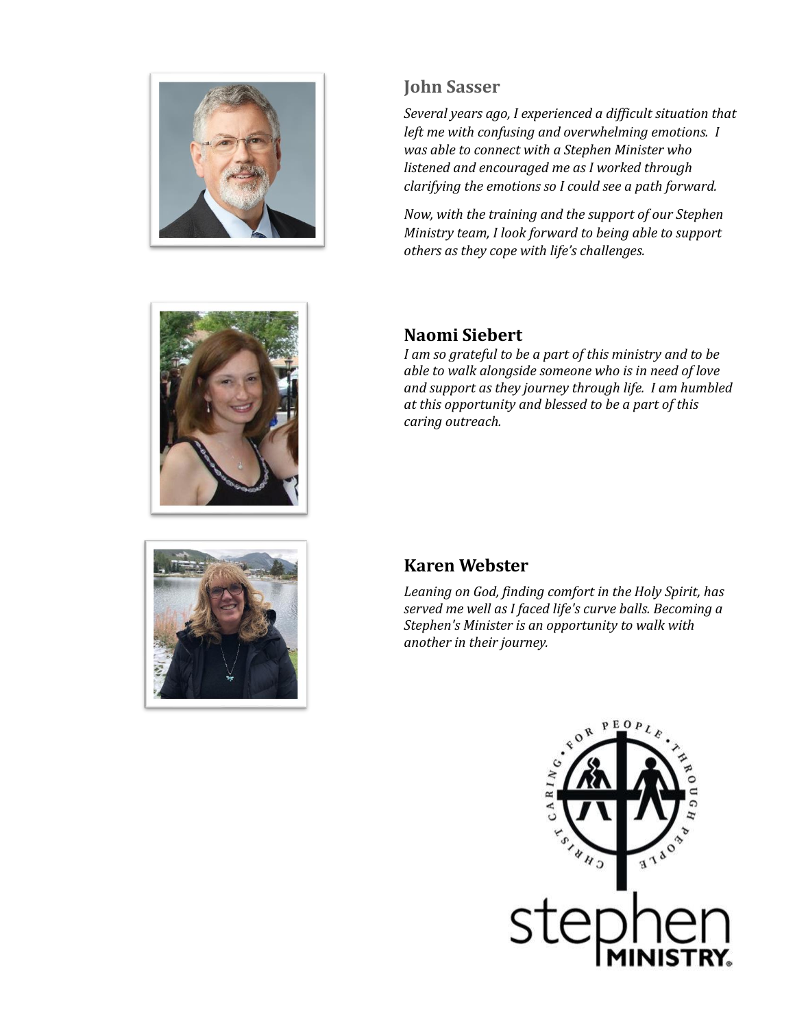## John Sasser

*Several years ago, I experienced a difficult situation that left me with confusing and overwhelming emotions. I was able to connect with a Stephen Minister who listened and encouraged me as I worked through clarifying the emotions so I could see a path forward.*

*Now, with the training and the support of our Stephen Ministry team, I look forward to being able to support others as they cope with life's challenges.*

## Naomi Siebert

*I am so grateful to be a part of this ministry and to be able to walk alongside someone who is in need of love and support as they journey through life. I am humbled at this opportunity and blessed to be a part of this caring outreach.*

## Karen Webster

*Leaning on God, finding comfort in the Holy Spirit, has served me well as I faced life's curve balls. Becoming a Stephen's Minister is an opportunity to walk with another in their journey.*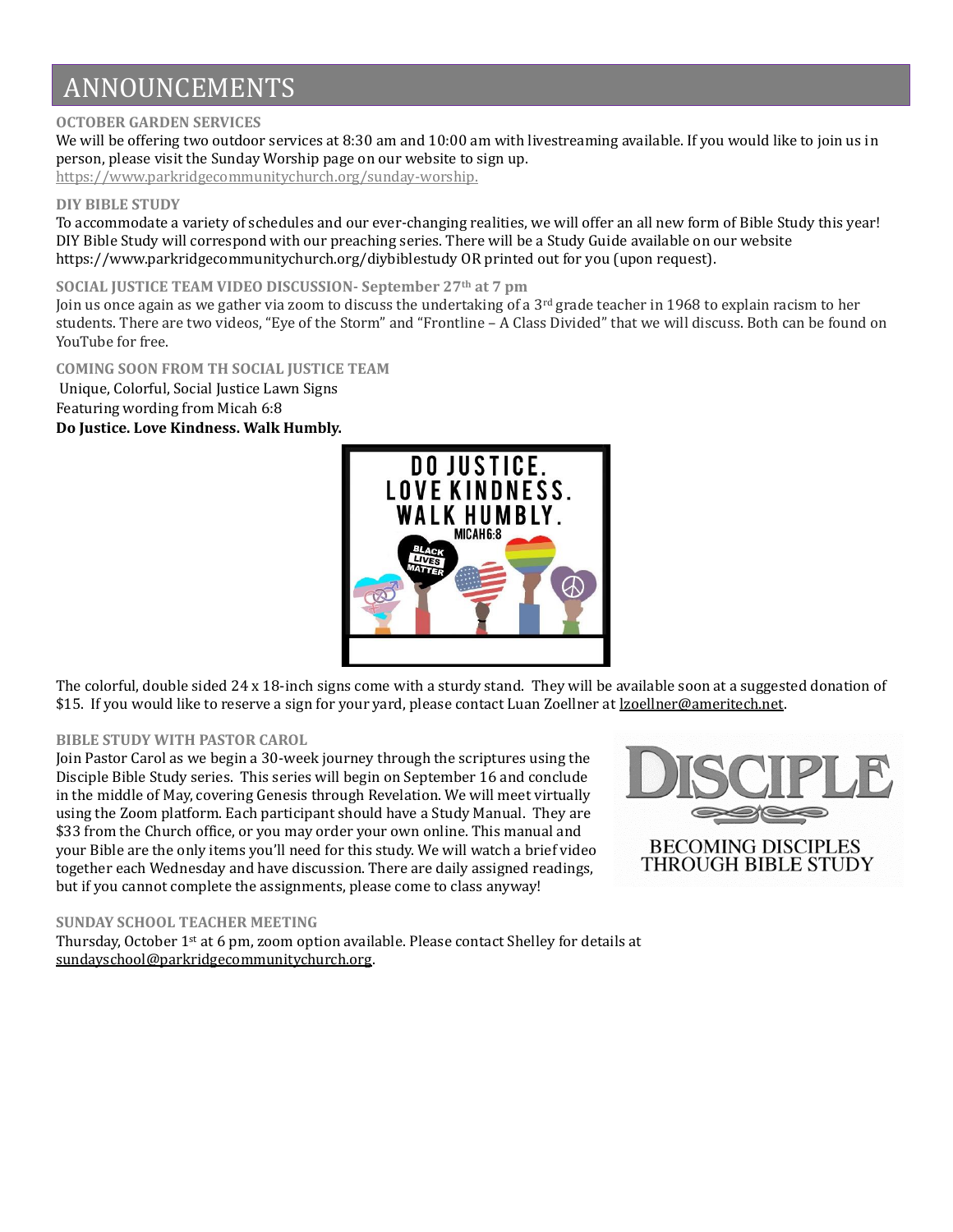# ANNOUNCEMENTS

**OCTOBER GARDEN SERVICES**

We will be offering two outdoor services at 8:30 am and 10:00 am with livestreaming available. If you would like to join us in person, please visit the Sunday Worship page on our website to sign up.
https://www.parkridgecommunitychurch.org/sunday-worship.

**DIY BIBLE STUDY**

To accommodate a variety of schedules and our ever-changing realities, we will offer an all new form of Bible Study this year! DIY Bible Study will correspond with our preaching series. There will be a Study Guide available on our website https://www.parkridgecommunitychurch.org/diybiblestudy OR printed out for you (upon request).

**SOCIAL JUSTICE TEAM VIDEO DISCUSSION- September 27th at 7 pm**

Join us once again as we gather via zoom to discuss the undertaking of a 3rd grade teacher in 1968 to explain racism to her students. There are two videos, "Eye of the Storm" and "Frontline – A Class Divided" that we will discuss. Both can be found on YouTube for free.

**COMING SOON FROM TH SOCIAL JUSTICE TEAM**

Unique, Colorful, Social Justice Lawn Signs
Featuring wording from Micah 6:8
**Do Justice. Love Kindness. Walk Humbly.**

The colorful, double sided 24 x 18-inch signs come with a sturdy stand. They will be available soon at a suggested donation of $15. If you would like to reserve a sign for your yard, please contact Luan Zoellner at lzoellner@ameritech.net.

**BIBLE STUDY WITH PASTOR CAROL**

Join Pastor Carol as we begin a 30-week journey through the scriptures using the Disciple Bible Study series. This series will begin on September 16 and conclude in the middle of May, covering Genesis through Revelation. We will meet virtually using the Zoom platform. Each participant should have a Study Manual. They are $33 from the Church office, or you may order your own online. This manual and your Bible are the only items you'll need for this study. We will watch a brief video together each Wednesday and have discussion. There are daily assigned readings, but if you cannot complete the assignments, please come to class anyway!

**SUNDAY SCHOOL TEACHER MEETING**

Thursday, October 1st at 6 pm, zoom option available. Please contact Shelley for details at sundayschool@parkridgecommunitychurch.org.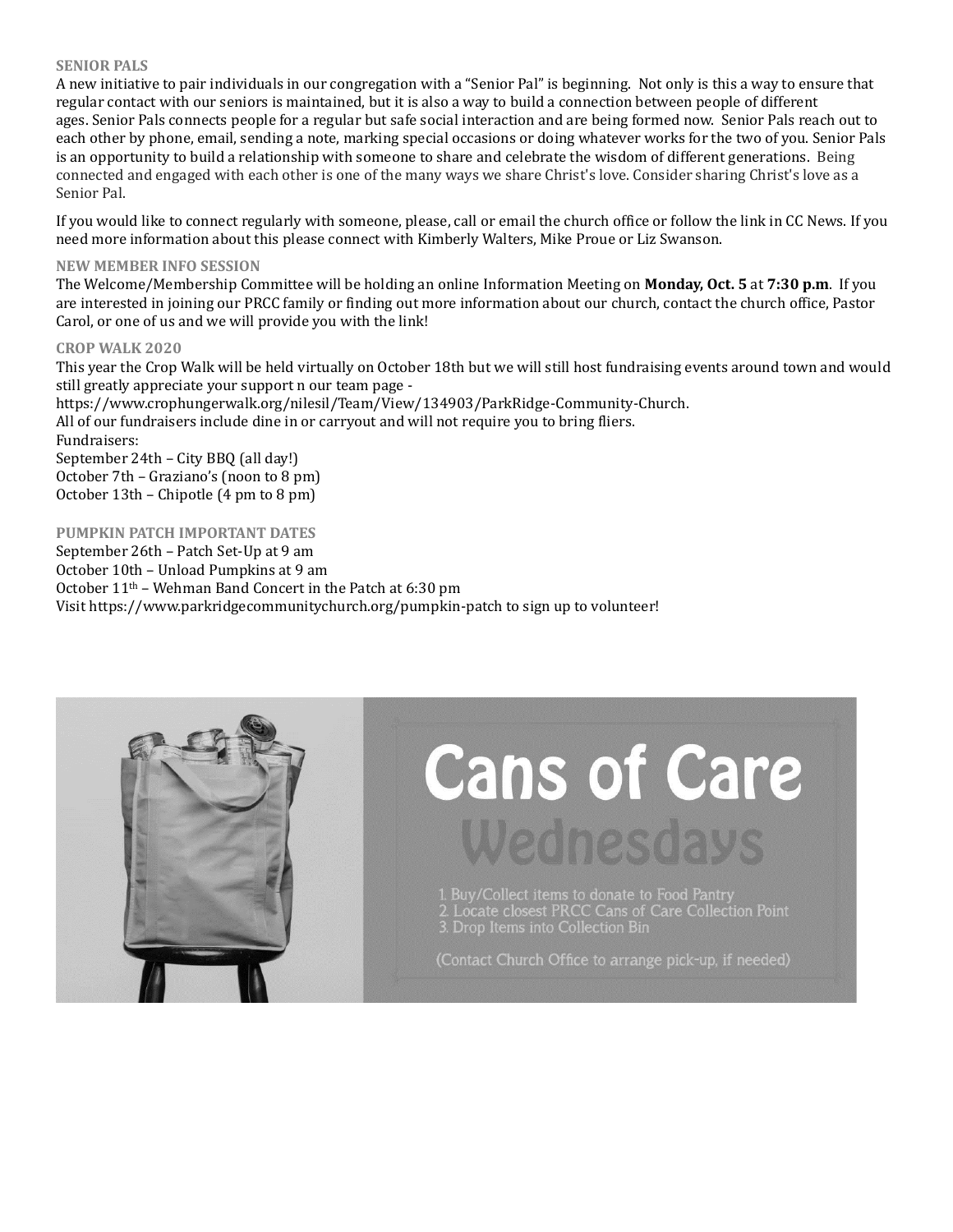### SENIOR PALS

A new initiative to pair individuals in our congregation with a "Senior Pal" is beginning. Not only is this a way to ensure that regular contact with our seniors is maintained, but it is also a way to build a connection between people of different ages. Senior Pals connects people for a regular but safe social interaction and are being formed now. Senior Pals reach out to each other by phone, email, sending a note, marking special occasions or doing whatever works for the two of you. Senior Pals is an opportunity to build a relationship with someone to share and celebrate the wisdom of different generations. Being connected and engaged with each other is one of the many ways we share Christ's love. Consider sharing Christ's love as a Senior Pal.

If you would like to connect regularly with someone, please, call or email the church office or follow the link in CC News. If you need more information about this please connect with Kimberly Walters, Mike Proue or Liz Swanson.

### NEW MEMBER INFO SESSION

The Welcome/Membership Committee will be holding an online Information Meeting on **Monday, Oct. 5** at **7:30 p.m**. If you are interested in joining our PRCC family or finding out more information about our church, contact the church office, Pastor Carol, or one of us and we will provide you with the link!

### CROP WALK 2020

This year the Crop Walk will be held virtually on October 18th but we will still host fundraising events around town and would still greatly appreciate your support n our team page - https://www.crophungerwalk.org/nilesil/Team/View/134903/ParkRidge-Community-Church.
All of our fundraisers include dine in or carryout and will not require you to bring fliers.
Fundraisers:
September 24th – City BBQ (all day!)
October 7th – Graziano's (noon to 8 pm)
October 13th – Chipotle (4 pm to 8 pm)

### PUMPKIN PATCH IMPORTANT DATES

September 26th – Patch Set-Up at 9 am
October 10th – Unload Pumpkins at 9 am
October 11th – Wehman Band Concert in the Patch at 6:30 pm
Visit https://www.parkridgecommunitychurch.org/pumpkin-patch to sign up to volunteer!

## Cans of Care
### Wednesdays

1. Buy/Collect items to donate to Food Pantry
2. Locate closest PRCC Cans of Care Collection Point
3. Drop Items into Collection Bin

(Contact Church Office to arrange pick-up, if needed)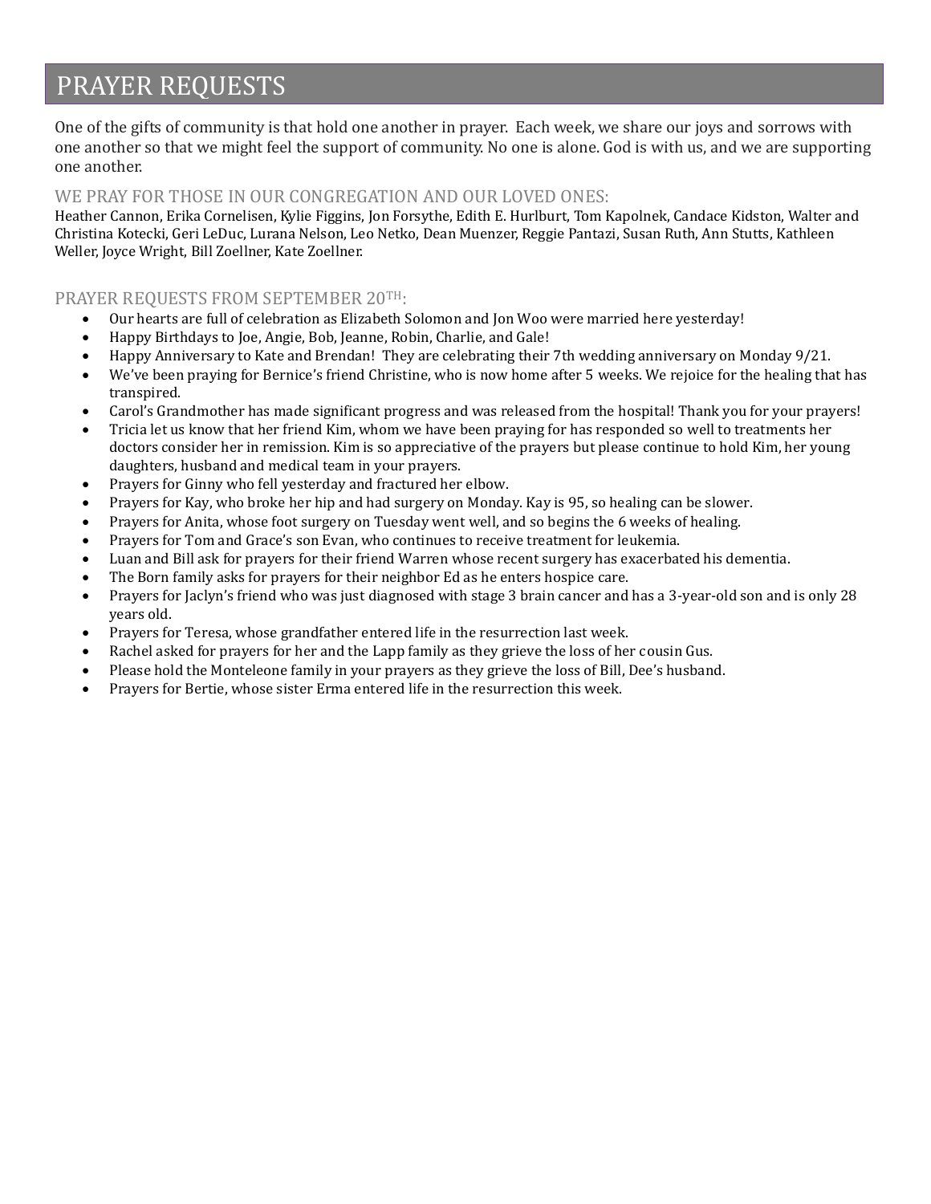# PRAYER REQUESTS

One of the gifts of community is that hold one another in prayer. Each week, we share our joys and sorrows with one another so that we might feel the support of community. No one is alone. God is with us, and we are supporting one another.

## WE PRAY FOR THOSE IN OUR CONGREGATION AND OUR LOVED ONES:

Heather Cannon, Erika Cornelisen, Kylie Figgins, Jon Forsythe, Edith E. Hurlburt, Tom Kapolnek, Candace Kidston, Walter and Christina Kotecki, Geri LeDuc, Lurana Nelson, Leo Netko, Dean Muenzer, Reggie Pantazi, Susan Ruth, Ann Stutts, Kathleen Weller, Joyce Wright, Bill Zoellner, Kate Zoellner.

## PRAYER REQUESTS FROM SEPTEMBER 20TH:

- Our hearts are full of celebration as Elizabeth Solomon and Jon Woo were married here yesterday!
- Happy Birthdays to Joe, Angie, Bob, Jeanne, Robin, Charlie, and Gale!
- Happy Anniversary to Kate and Brendan! They are celebrating their 7th wedding anniversary on Monday 9/21.
- We've been praying for Bernice's friend Christine, who is now home after 5 weeks. We rejoice for the healing that has transpired.
- Carol's Grandmother has made significant progress and was released from the hospital! Thank you for your prayers!
- Tricia let us know that her friend Kim, whom we have been praying for has responded so well to treatments her doctors consider her in remission. Kim is so appreciative of the prayers but please continue to hold Kim, her young daughters, husband and medical team in your prayers.
- Prayers for Ginny who fell yesterday and fractured her elbow.
- Prayers for Kay, who broke her hip and had surgery on Monday. Kay is 95, so healing can be slower.
- Prayers for Anita, whose foot surgery on Tuesday went well, and so begins the 6 weeks of healing.
- Prayers for Tom and Grace's son Evan, who continues to receive treatment for leukemia.
- Luan and Bill ask for prayers for their friend Warren whose recent surgery has exacerbated his dementia.
- The Born family asks for prayers for their neighbor Ed as he enters hospice care.
- Prayers for Jaclyn's friend who was just diagnosed with stage 3 brain cancer and has a 3-year-old son and is only 28 years old.
- Prayers for Teresa, whose grandfather entered life in the resurrection last week.
- Rachel asked for prayers for her and the Lapp family as they grieve the loss of her cousin Gus.
- Please hold the Monteleone family in your prayers as they grieve the loss of Bill, Dee's husband.
- Prayers for Bertie, whose sister Erma entered life in the resurrection this week.